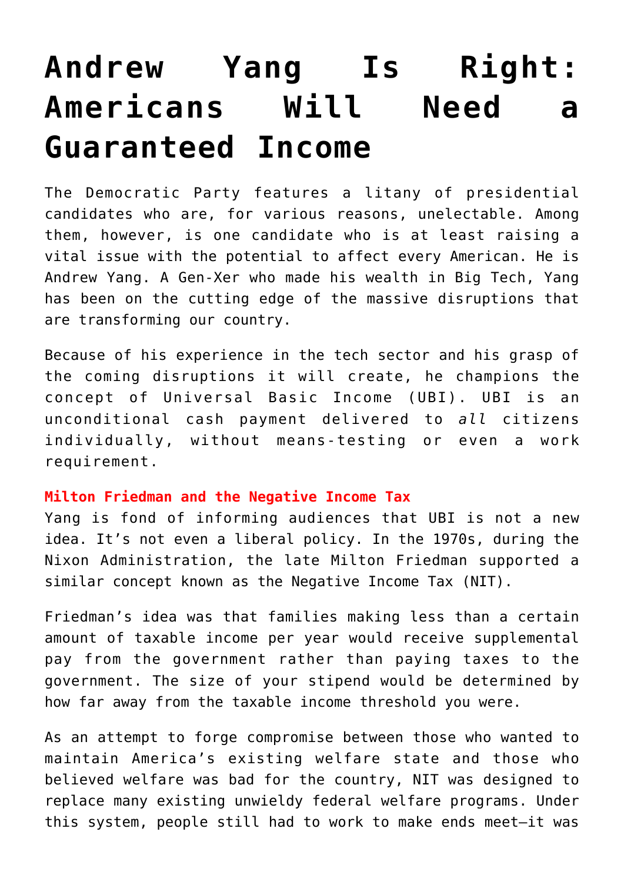# Andrew Yang Is Right: Americans Will Need a Guaranteed Income

The Democratic Party features a litany of presidential candidates who are, for various reasons, unelectable. Among them, however, is one candidate who is at least raising a vital issue with the potential to affect every American. He is Andrew Yang. A Gen-Xer who made his wealth in Big Tech, Yang has been on the cutting edge of the massive disruptions that are transforming our country.

Because of his experience in the tech sector and his grasp of the coming disruptions it will create, he champions the concept of Universal Basic Income (UBI). UBI is an unconditional cash payment delivered to *all* citizens individually, without means-testing or even a work requirement.

**Milton Friedman and the Negative Income Tax**

Yang is fond of informing audiences that UBI is not a new idea. It's not even a liberal policy. In the 1970s, during the Nixon Administration, the late Milton Friedman supported a similar concept known as the Negative Income Tax (NIT).

Friedman's idea was that families making less than a certain amount of taxable income per year would receive supplemental pay from the government rather than paying taxes to the government. The size of your stipend would be determined by how far away from the taxable income threshold you were.

As an attempt to forge compromise between those who wanted to maintain America's existing welfare state and those who believed welfare was bad for the country, NIT was designed to replace many existing unwieldy federal welfare programs. Under this system, people still had to work to make ends meet—it was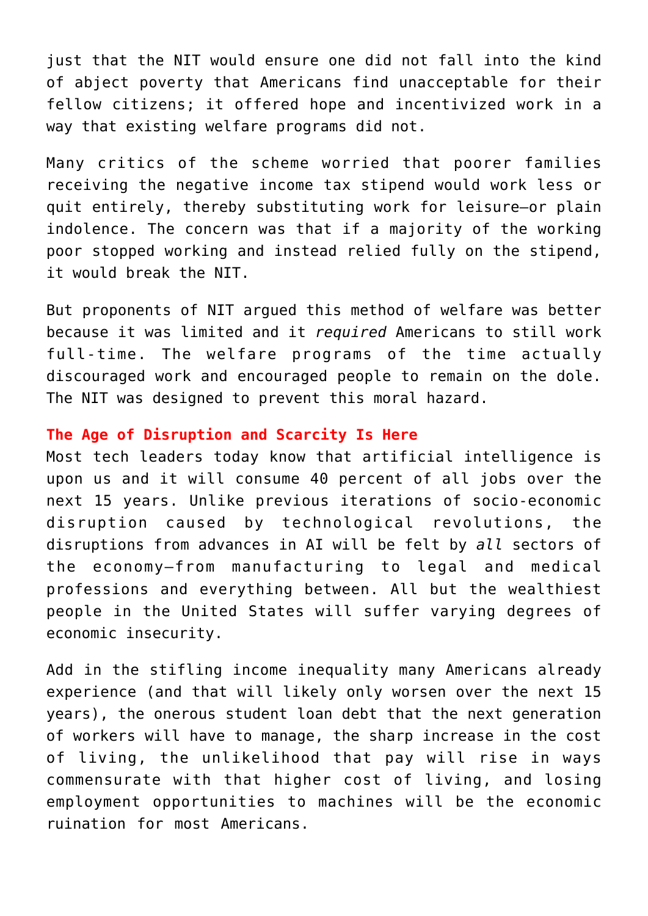just that the NIT would ensure one did not fall into the kind of abject poverty that Americans find unacceptable for their fellow citizens; it offered hope and incentivized work in a way that existing welfare programs did not.

Many critics of the scheme worried that poorer families receiving the negative income tax stipend would work less or quit entirely, thereby substituting work for leisure—or plain indolence. The concern was that if a majority of the working poor stopped working and instead relied fully on the stipend, it would break the NIT.

But proponents of NIT argued this method of welfare was better because it was limited and it *required* Americans to still work full-time. The welfare programs of the time actually discouraged work and encouraged people to remain on the dole. The NIT was designed to prevent this moral hazard.

## The Age of Disruption and Scarcity Is Here

Most tech leaders today know that artificial intelligence is upon us and it will consume 40 percent of all jobs over the next 15 years. Unlike previous iterations of socio-economic disruption caused by technological revolutions, the disruptions from advances in AI will be felt by *all* sectors of the economy—from manufacturing to legal and medical professions and everything between. All but the wealthiest people in the United States will suffer varying degrees of economic insecurity.

Add in the stifling income inequality many Americans already experience (and that will likely only worsen over the next 15 years), the onerous student loan debt that the next generation of workers will have to manage, the sharp increase in the cost of living, the unlikelihood that pay will rise in ways commensurate with that higher cost of living, and losing employment opportunities to machines will be the economic ruination for most Americans.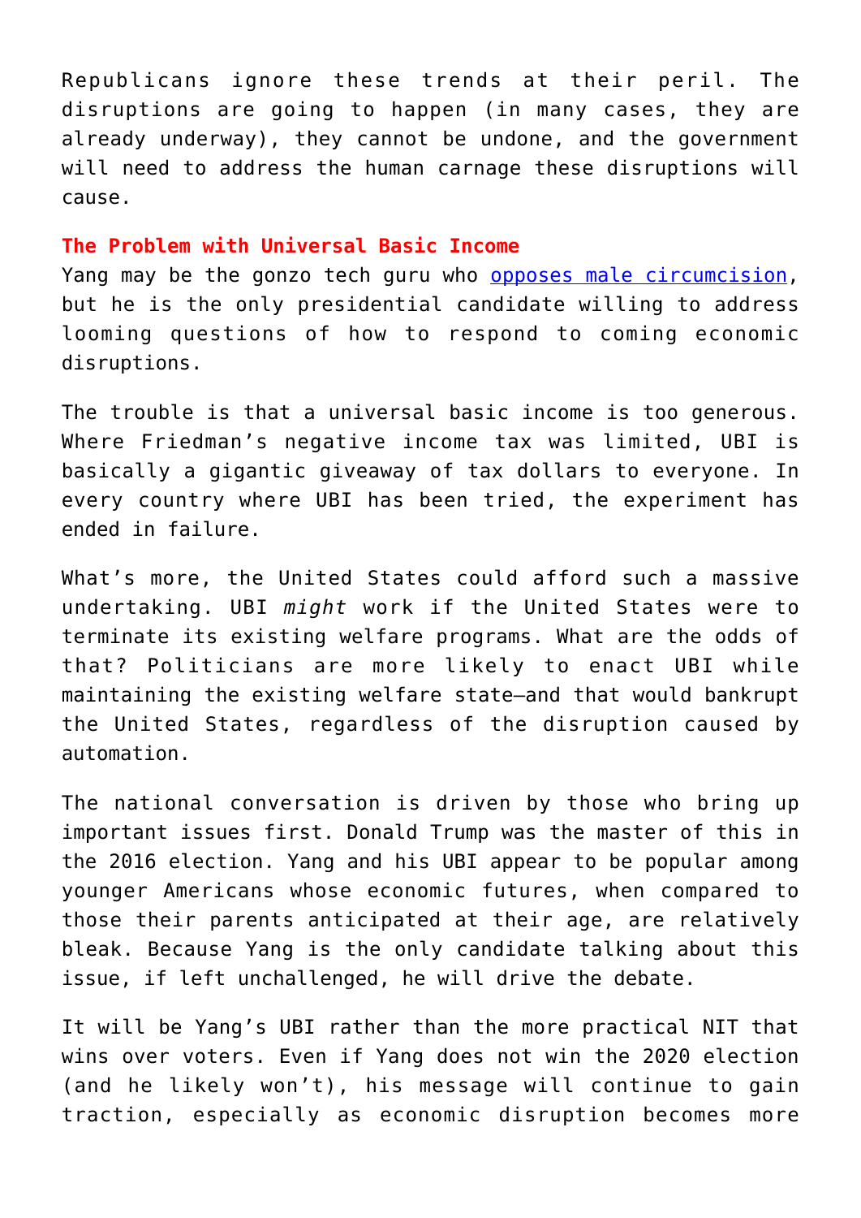Republicans ignore these trends at their peril. The disruptions are going to happen (in many cases, they are already underway), they cannot be undone, and the government will need to address the human carnage these disruptions will cause.

**The Problem with Universal Basic Income**

Yang may be the gonzo tech guru who [opposes male circumcision](), but he is the only presidential candidate willing to address looming questions of how to respond to coming economic disruptions.

The trouble is that a universal basic income is too generous. Where Friedman's negative income tax was limited, UBI is basically a gigantic giveaway of tax dollars to everyone. In every country where UBI has been tried, the experiment has ended in failure.

What's more, the United States could afford such a massive undertaking. UBI *might* work if the United States were to terminate its existing welfare programs. What are the odds of that? Politicians are more likely to enact UBI while maintaining the existing welfare state—and that would bankrupt the United States, regardless of the disruption caused by automation.

The national conversation is driven by those who bring up important issues first. Donald Trump was the master of this in the 2016 election. Yang and his UBI appear to be popular among younger Americans whose economic futures, when compared to those their parents anticipated at their age, are relatively bleak. Because Yang is the only candidate talking about this issue, if left unchallenged, he will drive the debate.

It will be Yang's UBI rather than the more practical NIT that wins over voters. Even if Yang does not win the 2020 election (and he likely won't), his message will continue to gain traction, especially as economic disruption becomes more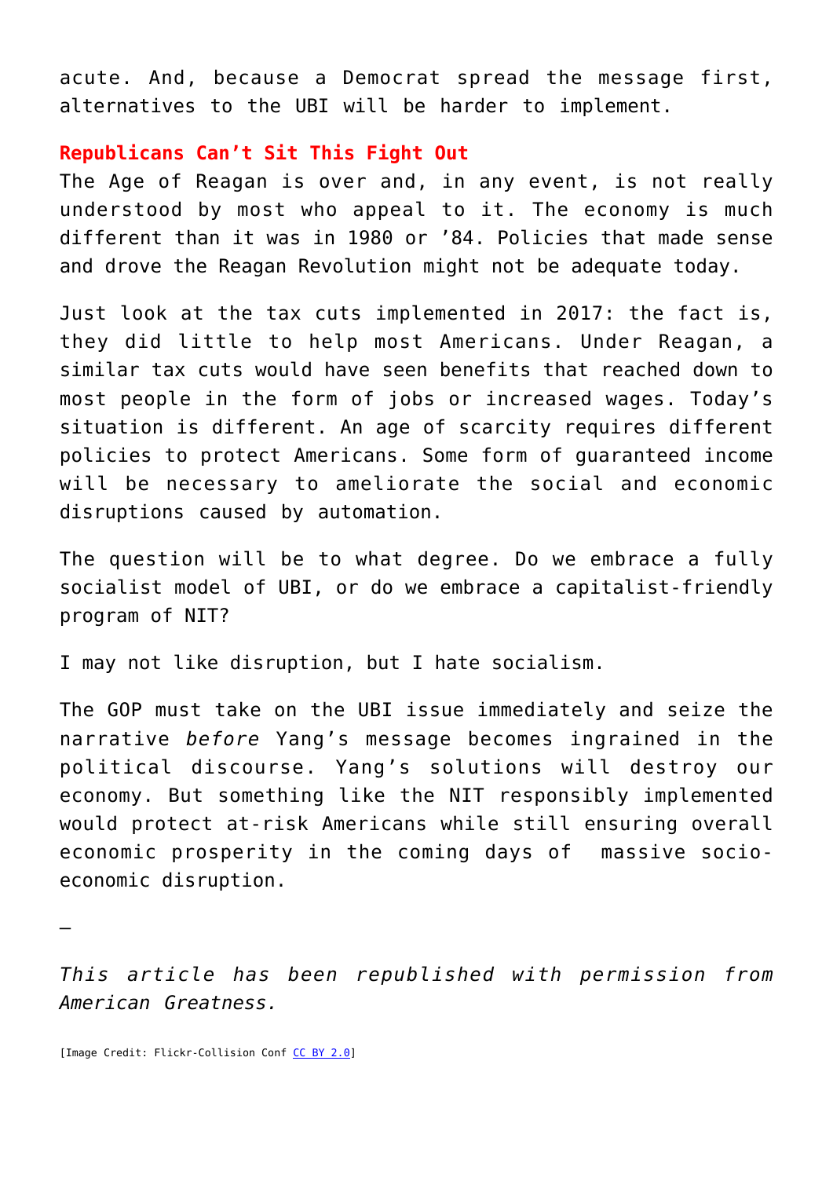acute. And, because a Democrat spread the message first, alternatives to the UBI will be harder to implement.

## Republicans Can't Sit This Fight Out

The Age of Reagan is over and, in any event, is not really understood by most who appeal to it. The economy is much different than it was in 1980 or '84. Policies that made sense and drove the Reagan Revolution might not be adequate today.

Just look at the tax cuts implemented in 2017: the fact is, they did little to help most Americans. Under Reagan, a similar tax cuts would have seen benefits that reached down to most people in the form of jobs or increased wages. Today's situation is different. An age of scarcity requires different policies to protect Americans. Some form of guaranteed income will be necessary to ameliorate the social and economic disruptions caused by automation.

The question will be to what degree. Do we embrace a fully socialist model of UBI, or do we embrace a capitalist-friendly program of NIT?

I may not like disruption, but I hate socialism.

The GOP must take on the UBI issue immediately and seize the narrative *before* Yang's message becomes ingrained in the political discourse. Yang's solutions will destroy our economy. But something like the NIT responsibly implemented would protect at-risk Americans while still ensuring overall economic prosperity in the coming days of massive socio-economic disruption.

—

*This article has been republished with permission from American Greatness.*

[Image Credit: Flickr-Collision Conf CC BY 2.0]